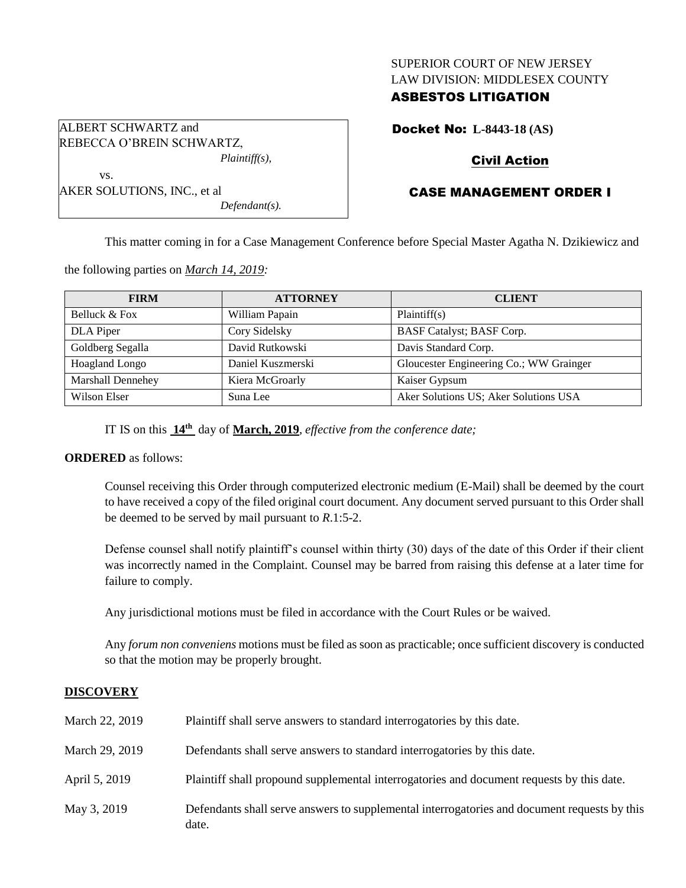SUPERIOR COURT OF NEW JERSEY
LAW DIVISION: MIDDLESEX COUNTY
**ASBESTOS LITIGATION**

ALBERT SCHWARTZ and
REBECCA O'BREIN SCHWARTZ,
*Plaintiff(s),*

vs.

AKER SOLUTIONS, INC., et al
*Defendant(s).*

**Docket No: L-8443-18 (AS)**

**Civil Action**

**CASE MANAGEMENT ORDER I**

This matter coming in for a Case Management Conference before Special Master Agatha N. Dzikiewicz and the following parties on *March 14, 2019:*

| FIRM | ATTORNEY | CLIENT |
|---|---|---|
| Belluck & Fox | William Papain | Plaintiff(s) |
| DLA Piper | Cory Sidelsky | BASF Catalyst; BASF Corp. |
| Goldberg Segalla | David Rutkowski | Davis Standard Corp. |
| Hoagland Longo | Daniel Kuszmerski | Gloucester Engineering Co.; WW Grainger |
| Marshall Dennehey | Kiera McGroarly | Kaiser Gypsum |
| Wilson Elser | Suna Lee | Aker Solutions US; Aker Solutions USA |

IT IS on this **14th** day of **March, 2019**, *effective from the conference date;*

**ORDERED** as follows:

Counsel receiving this Order through computerized electronic medium (E-Mail) shall be deemed by the court to have received a copy of the filed original court document. Any document served pursuant to this Order shall be deemed to be served by mail pursuant to *R*.1:5-2.

Defense counsel shall notify plaintiff's counsel within thirty (30) days of the date of this Order if their client was incorrectly named in the Complaint. Counsel may be barred from raising this defense at a later time for failure to comply.

Any jurisdictional motions must be filed in accordance with the Court Rules or be waived.

Any *forum non conveniens* motions must be filed as soon as practicable; once sufficient discovery is conducted so that the motion may be properly brought.

## DISCOVERY

| | |
|---|---|
| March 22, 2019 | Plaintiff shall serve answers to standard interrogatories by this date. |
| March 29, 2019 | Defendants shall serve answers to standard interrogatories by this date. |
| April 5, 2019 | Plaintiff shall propound supplemental interrogatories and document requests by this date. |
| May 3, 2019 | Defendants shall serve answers to supplemental interrogatories and document requests by this date. |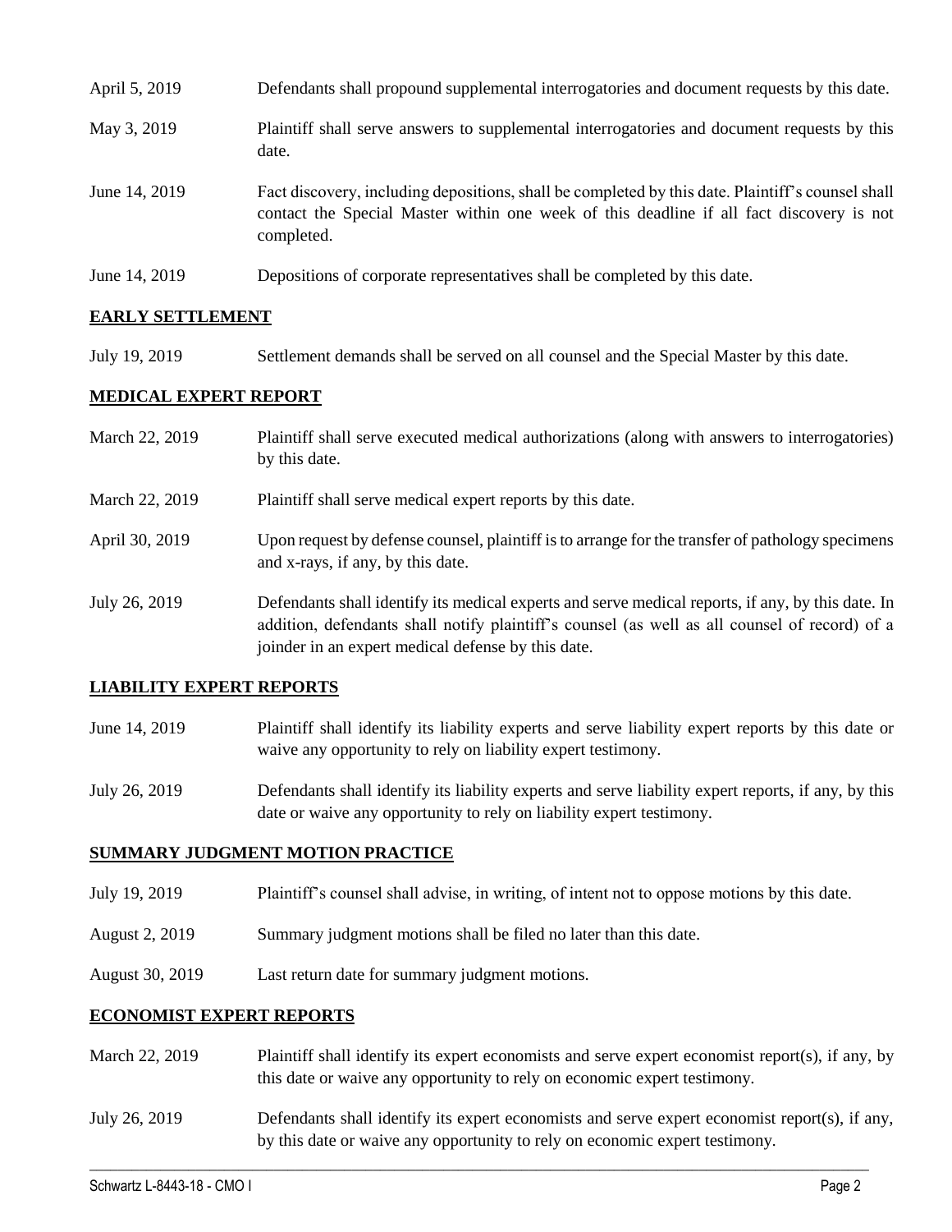| | |
|---|---|
| April 5, 2019 | Defendants shall propound supplemental interrogatories and document requests by this date. |
| May 3, 2019 | Plaintiff shall serve answers to supplemental interrogatories and document requests by this date. |
| June 14, 2019 | Fact discovery, including depositions, shall be completed by this date. Plaintiff's counsel shall contact the Special Master within one week of this deadline if all fact discovery is not completed. |
| June 14, 2019 | Depositions of corporate representatives shall be completed by this date. |

## EARLY SETTLEMENT

| | |
|---|---|
| July 19, 2019 | Settlement demands shall be served on all counsel and the Special Master by this date. |

## MEDICAL EXPERT REPORT

| | |
|---|---|
| March 22, 2019 | Plaintiff shall serve executed medical authorizations (along with answers to interrogatories) by this date. |
| March 22, 2019 | Plaintiff shall serve medical expert reports by this date. |
| April 30, 2019 | Upon request by defense counsel, plaintiff is to arrange for the transfer of pathology specimens and x-rays, if any, by this date. |
| July 26, 2019 | Defendants shall identify its medical experts and serve medical reports, if any, by this date. In addition, defendants shall notify plaintiff's counsel (as well as all counsel of record) of a joinder in an expert medical defense by this date. |

## LIABILITY EXPERT REPORTS

| | |
|---|---|
| June 14, 2019 | Plaintiff shall identify its liability experts and serve liability expert reports by this date or waive any opportunity to rely on liability expert testimony. |
| July 26, 2019 | Defendants shall identify its liability experts and serve liability expert reports, if any, by this date or waive any opportunity to rely on liability expert testimony. |

## SUMMARY JUDGMENT MOTION PRACTICE

| | |
|---|---|
| July 19, 2019 | Plaintiff's counsel shall advise, in writing, of intent not to oppose motions by this date. |
| August 2, 2019 | Summary judgment motions shall be filed no later than this date. |
| August 30, 2019 | Last return date for summary judgment motions. |

## ECONOMIST EXPERT REPORTS

| | |
|---|---|
| March 22, 2019 | Plaintiff shall identify its expert economists and serve expert economist report(s), if any, by this date or waive any opportunity to rely on economic expert testimony. |
| July 26, 2019 | Defendants shall identify its expert economists and serve expert economist report(s), if any, by this date or waive any opportunity to rely on economic expert testimony. |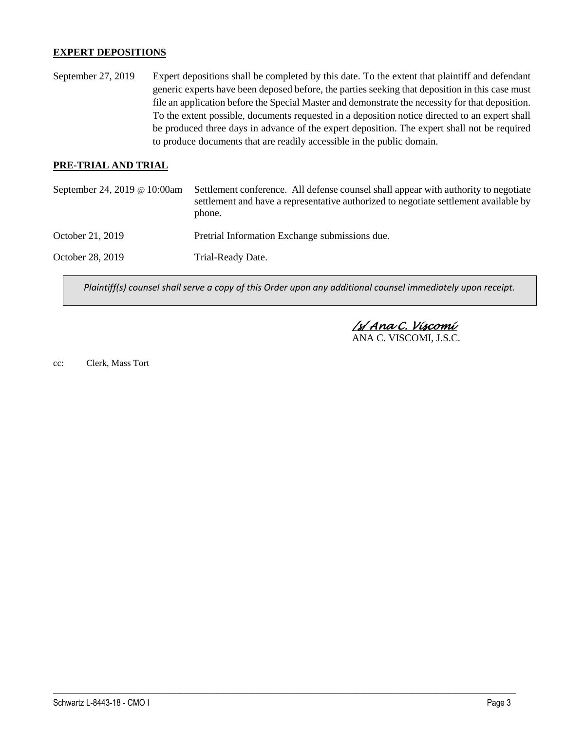**EXPERT DEPOSITIONS**

| | |
|---|---|
| September 27, 2019 | Expert depositions shall be completed by this date. To the extent that plaintiff and defendant generic experts have been deposed before, the parties seeking that deposition in this case must file an application before the Special Master and demonstrate the necessity for that deposition. To the extent possible, documents requested in a deposition notice directed to an expert shall be produced three days in advance of the expert deposition. The expert shall not be required to produce documents that are readily accessible in the public domain. |

**PRE-TRIAL AND TRIAL**

| | |
|---|---|
| September 24, 2019 @ 10:00am | Settlement conference. All defense counsel shall appear with authority to negotiate settlement and have a representative authorized to negotiate settlement available by phone. |
| October 21, 2019 | Pretrial Information Exchange submissions due. |
| October 28, 2019 | Trial-Ready Date. |

*Plaintiff(s) counsel shall serve a copy of this Order upon any additional counsel immediately upon receipt.*

*/s/ Ana C. Viscomi*
ANA C. VISCOMI, J.S.C.

cc: Clerk, Mass Tort

Schwartz L-8443-18 - CMO I